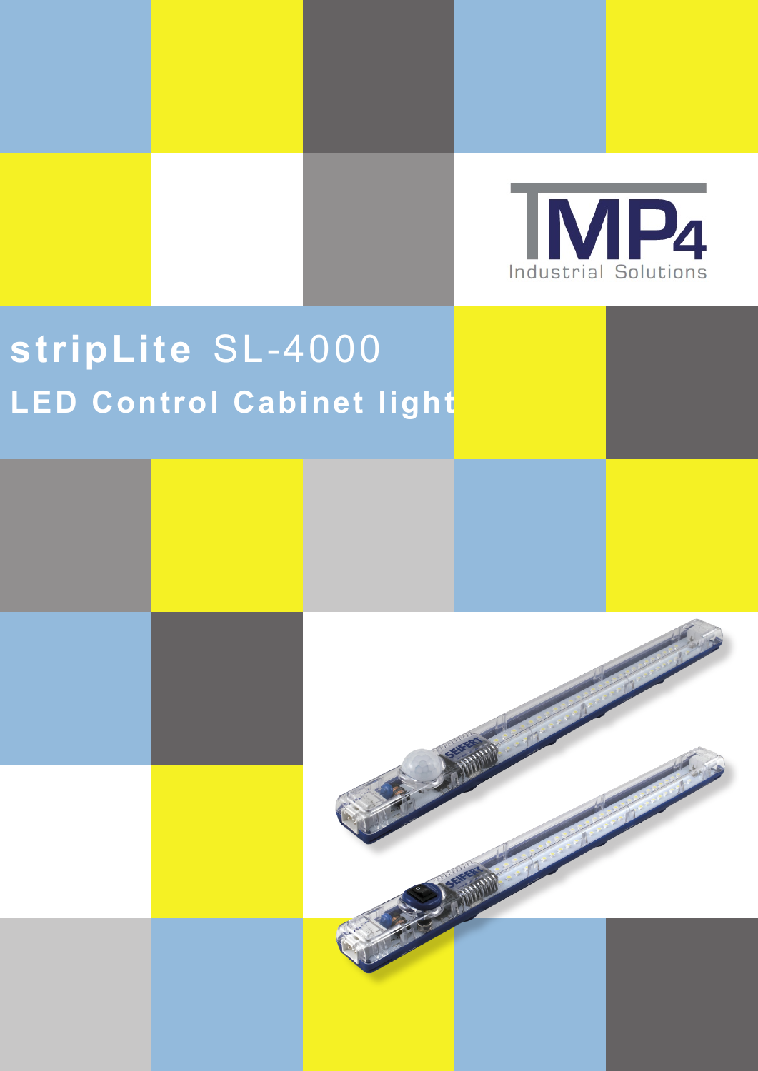TMP4 Industrial Solutions

# **stripLite** SL-4000

## LED Control Cabinet light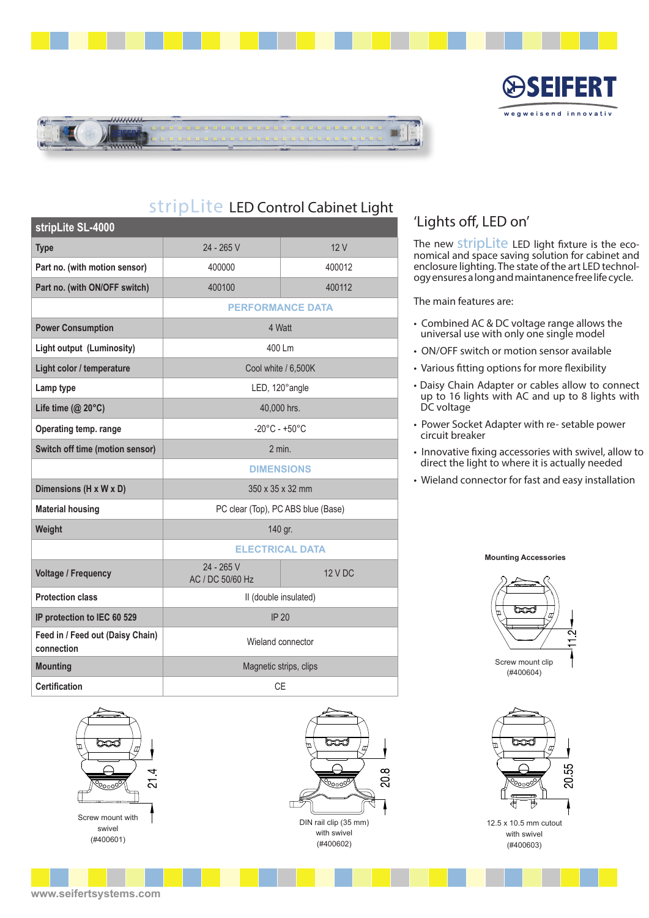SEIFERT

wegweisend innovativ

# stripLite LED Control Cabinet Light

| stripLite SL-4000 | | |
|---|---|---|
| Type | 24 - 265 V | 12 V |
| Part no. (with motion sensor) | 400000 | 400012 |
| Part no. (with ON/OFF switch) | 400100 | 400112 |
| | PERFORMANCE DATA | |
| Power Consumption | 4 Watt | |
| Light output (Luminosity) | 400 Lm | |
| Light color / temperature | Cool white / 6,500K | |
| Lamp type | LED, 120°angle | |
| Life time (@ 20°C) | 40,000 hrs. | |
| Operating temp. range | -20°C - +50°C | |
| Switch off time (motion sensor) | 2 min. | |
| | DIMENSIONS | |
| Dimensions (H x W x D) | 350 x 35 x 32 mm | |
| Material housing | PC clear (Top), PC ABS blue (Base) | |
| Weight | 140 gr. | |
| | ELECTRICAL DATA | |
| Voltage / Frequency | 24 - 265 V AC / DC 50/60 Hz | 12 V DC |
| Protection class | II (double insulated) | |
| IP protection to IEC 60 529 | IP 20 | |
| Feed in / Feed out (Daisy Chain) connection | Wieland connector | |
| Mounting | Magnetic strips, clips | |
| Certification | CE | |

## 'Lights off, LED on'

The new stripLite LED light fixture is the economical and space saving solution for cabinet and enclosure lighting. The state of the art LED technology ensures a long and maintanence free life cycle.

The main features are:

- Combined AC & DC voltage range allows the universal use with only one single model
- ON/OFF switch or motion sensor available
- Various fitting options for more flexibility
- Daisy Chain Adapter or cables allow to connect up to 16 lights with AC and up to 8 lights with DC voltage
- Power Socket Adapter with re- setable power circuit breaker
- Innovative fixing accessories with swivel, allow to direct the light to where it is actually needed
- Wieland connector for fast and easy installation

**Mounting Accessories**

11.2

Screw mount clip (#400604)

21.4

Screw mount with swivel (#400601)

20.8

DIN rail clip (35 mm) with swivel (#400602)

20.55

12.5 x 10.5 mm cutout with swivel (#400603)

www.seifertsystems.com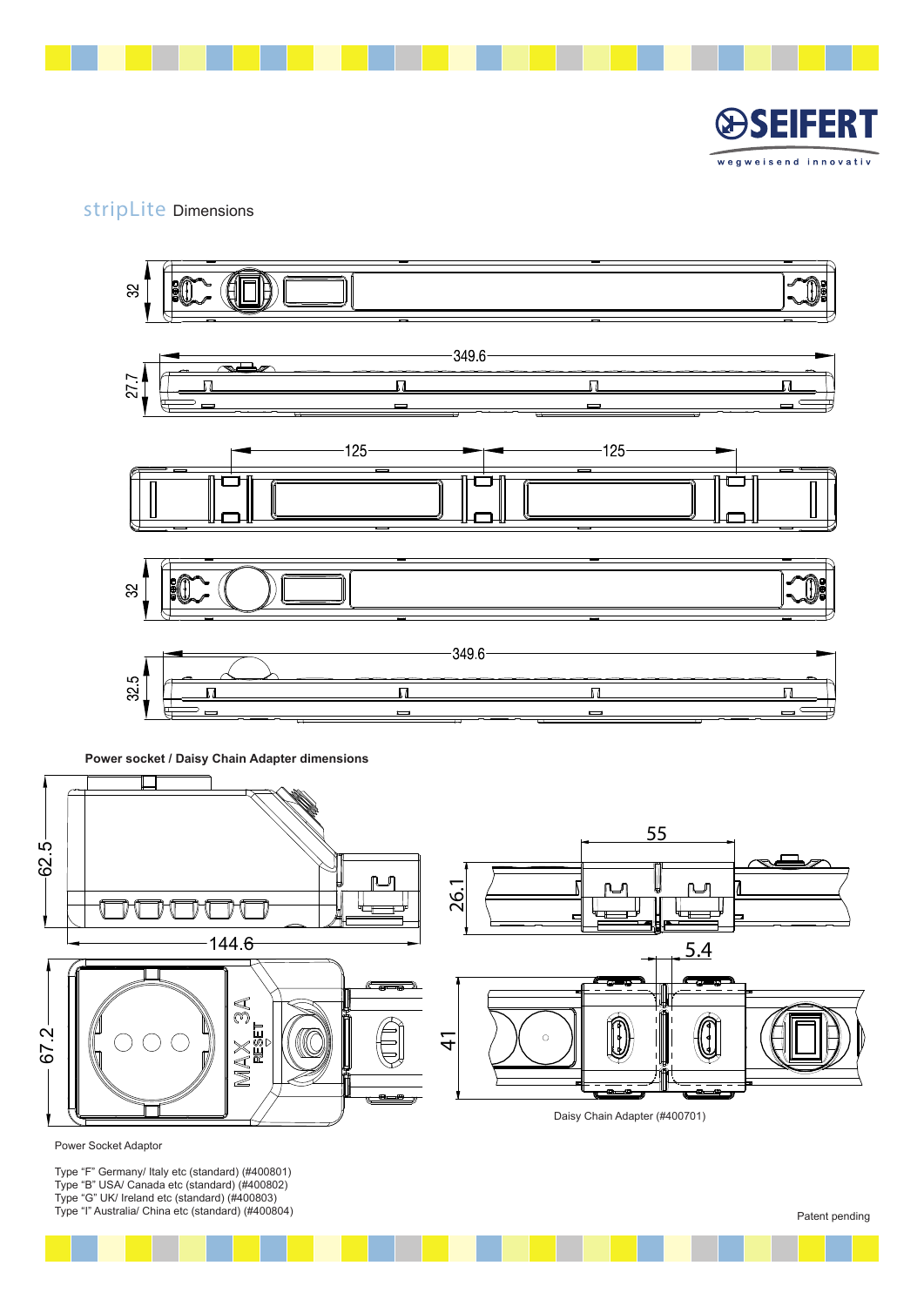# stripLite Dimensions

**Power socket / Daisy Chain Adapter dimensions**

Daisy Chain Adapter (#400701)

Power Socket Adaptor

Type “F” Germany/ Italy etc (standard) (#400801)
Type “B” USA/ Canada etc (standard) (#400802)
Type “G” UK/ Ireland etc (standard) (#400803)
Type “I” Australia/ China etc (standard) (#400804)

Patent pending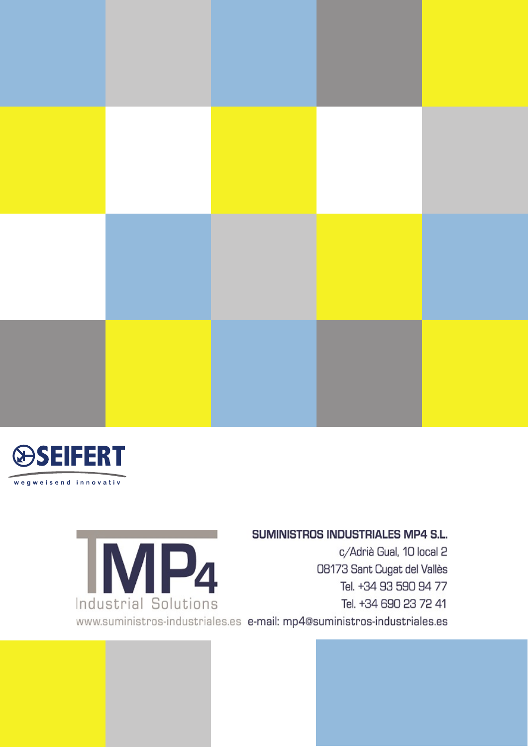SEIFERT

wegweisend innovativ

MP4

Industrial Solutions

**SUMINISTROS INDUSTRIALES MP4 S.L.**

c/Adrià Gual, 10 local 2

08173 Sant Cugat del Vallès

Tel. +34 93 590 94 77

Tel. +34 690 23 72 41

www.suministros-industriales.es e-mail: mp4@suministros-industriales.es